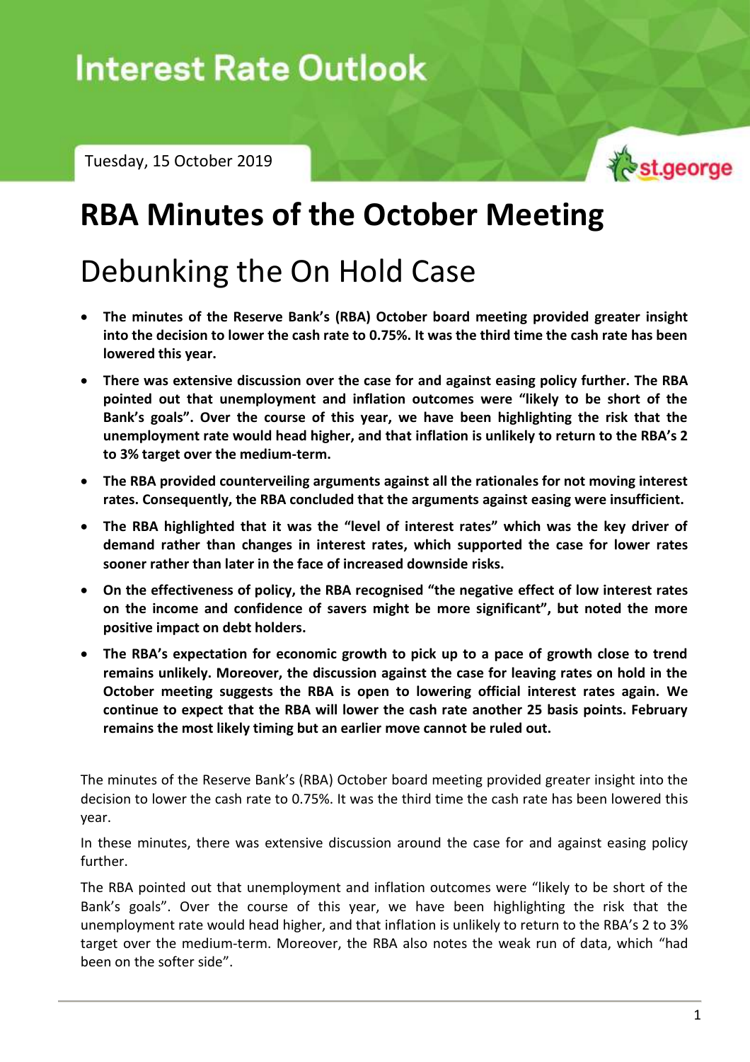# Interest Rate Outlook

Tuesday, 15 October 2019

# RBA Minutes of the October Meeting

## Debunking the On Hold Case

- **The minutes of the Reserve Bank's (RBA) October board meeting provided greater insight into the decision to lower the cash rate to 0.75%. It was the third time the cash rate has been lowered this year.**
- **There was extensive discussion over the case for and against easing policy further. The RBA pointed out that unemployment and inflation outcomes were "likely to be short of the Bank's goals". Over the course of this year, we have been highlighting the risk that the unemployment rate would head higher, and that inflation is unlikely to return to the RBA's 2 to 3% target over the medium-term.**
- **The RBA provided counterveiling arguments against all the rationales for not moving interest rates. Consequently, the RBA concluded that the arguments against easing were insufficient.**
- **The RBA highlighted that it was the "level of interest rates" which was the key driver of demand rather than changes in interest rates, which supported the case for lower rates sooner rather than later in the face of increased downside risks.**
- **On the effectiveness of policy, the RBA recognised "the negative effect of low interest rates on the income and confidence of savers might be more significant", but noted the more positive impact on debt holders.**
- **The RBA's expectation for economic growth to pick up to a pace of growth close to trend remains unlikely. Moreover, the discussion against the case for leaving rates on hold in the October meeting suggests the RBA is open to lowering official interest rates again. We continue to expect that the RBA will lower the cash rate another 25 basis points. February remains the most likely timing but an earlier move cannot be ruled out.**

The minutes of the Reserve Bank's (RBA) October board meeting provided greater insight into the decision to lower the cash rate to 0.75%. It was the third time the cash rate has been lowered this year.

In these minutes, there was extensive discussion around the case for and against easing policy further.

The RBA pointed out that unemployment and inflation outcomes were "likely to be short of the Bank's goals". Over the course of this year, we have been highlighting the risk that the unemployment rate would head higher, and that inflation is unlikely to return to the RBA's 2 to 3% target over the medium-term. Moreover, the RBA also notes the weak run of data, which "had been on the softer side".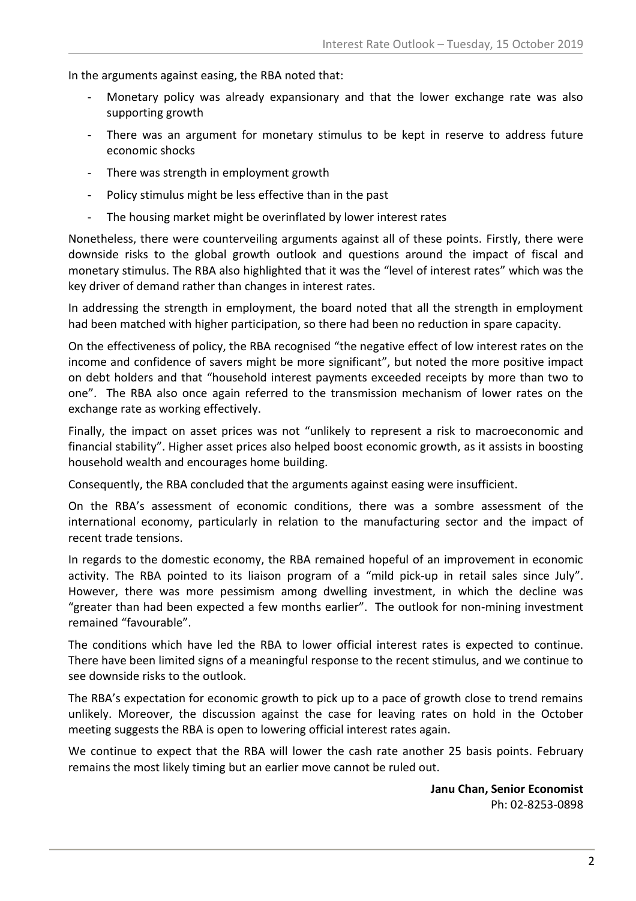In the arguments against easing, the RBA noted that:

- Monetary policy was already expansionary and that the lower exchange rate was also supporting growth
- There was an argument for monetary stimulus to be kept in reserve to address future economic shocks
- There was strength in employment growth
- Policy stimulus might be less effective than in the past
- The housing market might be overinflated by lower interest rates

Nonetheless, there were counterveiling arguments against all of these points. Firstly, there were downside risks to the global growth outlook and questions around the impact of fiscal and monetary stimulus. The RBA also highlighted that it was the "level of interest rates" which was the key driver of demand rather than changes in interest rates.

In addressing the strength in employment, the board noted that all the strength in employment had been matched with higher participation, so there had been no reduction in spare capacity.

On the effectiveness of policy, the RBA recognised "the negative effect of low interest rates on the income and confidence of savers might be more significant", but noted the more positive impact on debt holders and that "household interest payments exceeded receipts by more than two to one". The RBA also once again referred to the transmission mechanism of lower rates on the exchange rate as working effectively.

Finally, the impact on asset prices was not "unlikely to represent a risk to macroeconomic and financial stability". Higher asset prices also helped boost economic growth, as it assists in boosting household wealth and encourages home building.

Consequently, the RBA concluded that the arguments against easing were insufficient.

On the RBA's assessment of economic conditions, there was a sombre assessment of the international economy, particularly in relation to the manufacturing sector and the impact of recent trade tensions.

In regards to the domestic economy, the RBA remained hopeful of an improvement in economic activity. The RBA pointed to its liaison program of a "mild pick-up in retail sales since July". However, there was more pessimism among dwelling investment, in which the decline was "greater than had been expected a few months earlier". The outlook for non-mining investment remained "favourable".

The conditions which have led the RBA to lower official interest rates is expected to continue. There have been limited signs of a meaningful response to the recent stimulus, and we continue to see downside risks to the outlook.

The RBA's expectation for economic growth to pick up to a pace of growth close to trend remains unlikely. Moreover, the discussion against the case for leaving rates on hold in the October meeting suggests the RBA is open to lowering official interest rates again.

We continue to expect that the RBA will lower the cash rate another 25 basis points. February remains the most likely timing but an earlier move cannot be ruled out.

**Janu Chan, Senior Economist**
Ph: 02-8253-0898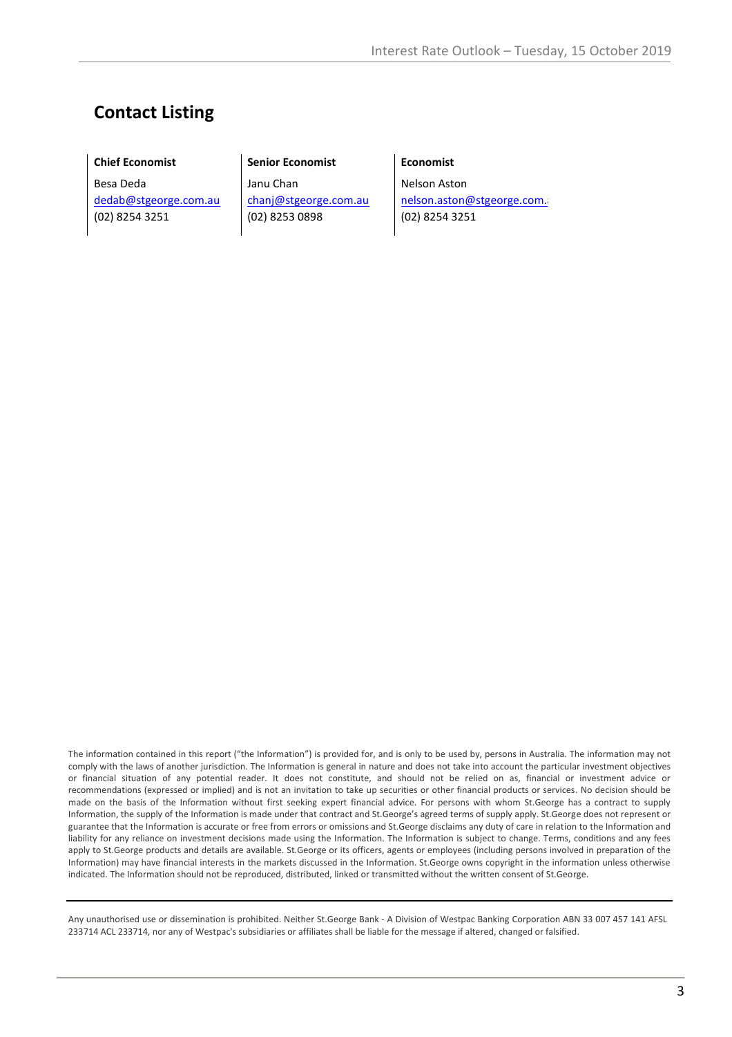## Contact Listing

| Chief Economist | Senior Economist | Economist |
| --- | --- | --- |
| Besa Deda | Janu Chan | Nelson Aston |
| dedab@stgeorge.com.au | chanj@stgeorge.com.au | nelson.aston@stgeorge.com.au |
| (02) 8254 3251 | (02) 8253 0898 | (02) 8254 3251 |

The information contained in this report ("the Information") is provided for, and is only to be used by, persons in Australia. The information may not comply with the laws of another jurisdiction. The Information is general in nature and does not take into account the particular investment objectives or financial situation of any potential reader. It does not constitute, and should not be relied on as, financial or investment advice or recommendations (expressed or implied) and is not an invitation to take up securities or other financial products or services. No decision should be made on the basis of the Information without first seeking expert financial advice. For persons with whom St.George has a contract to supply Information, the supply of the Information is made under that contract and St.George's agreed terms of supply apply. St.George does not represent or guarantee that the Information is accurate or free from errors or omissions and St.George disclaims any duty of care in relation to the Information and liability for any reliance on investment decisions made using the Information. The Information is subject to change. Terms, conditions and any fees apply to St.George products and details are available. St.George or its officers, agents or employees (including persons involved in preparation of the Information) may have financial interests in the markets discussed in the Information. St.George owns copyright in the information unless otherwise indicated. The Information should not be reproduced, distributed, linked or transmitted without the written consent of St.George.

Any unauthorised use or dissemination is prohibited. Neither St.George Bank - A Division of Westpac Banking Corporation ABN 33 007 457 141 AFSL 233714 ACL 233714, nor any of Westpac's subsidiaries or affiliates shall be liable for the message if altered, changed or falsified.